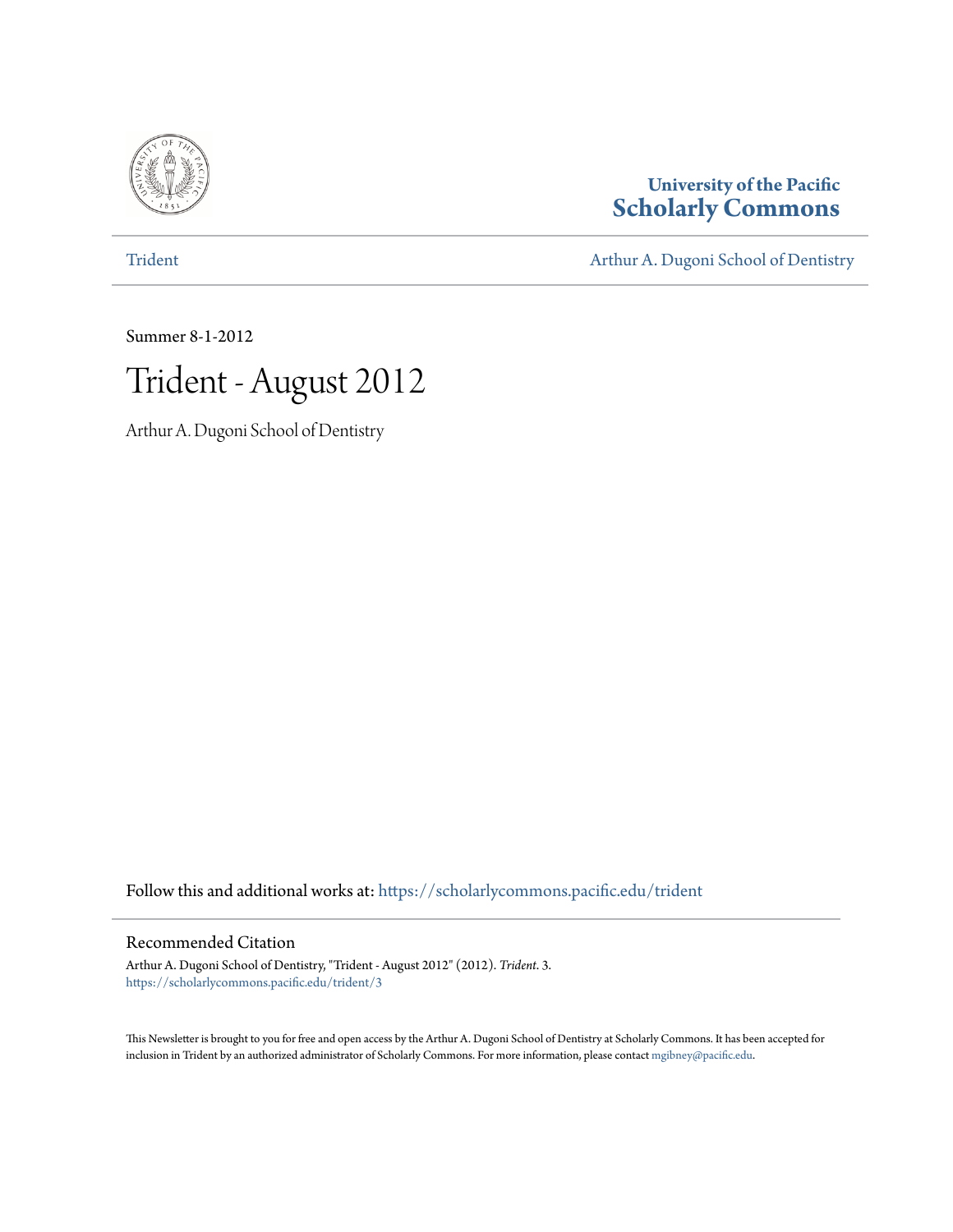University of the Pacific
**Scholarly Commons**

Trident | Arthur A. Dugoni School of Dentistry

Summer 8-1-2012

# Trident - August 2012

Arthur A. Dugoni School of Dentistry

Follow this and additional works at: https://scholarlycommons.pacific.edu/trident

## Recommended Citation

Arthur A. Dugoni School of Dentistry, "Trident - August 2012" (2012). *Trident*. 3.
https://scholarlycommons.pacific.edu/trident/3

This Newsletter is brought to you for free and open access by the Arthur A. Dugoni School of Dentistry at Scholarly Commons. It has been accepted for inclusion in Trident by an authorized administrator of Scholarly Commons. For more information, please contact mgibney@pacific.edu.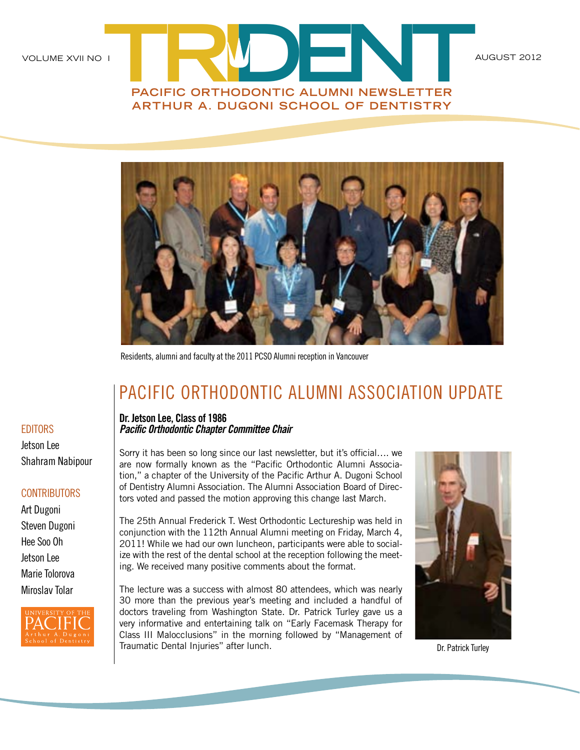# TRIDENT

VOLUME XVII NO 1 — AUGUST 2012

PACIFIC ORTHODONTIC ALUMNI NEWSLETTER
ARTHUR A. DUGONI SCHOOL OF DENTISTRY

Residents, alumni and faculty at the 2011 PCSO Alumni reception in Vancouver

## EDITORS

Jetson Lee
Shahram Nabipour

## CONTRIBUTORS

Art Dugoni
Steven Dugoni
Hee Soo Oh
Jetson Lee
Marie Tolorova
Miroslav Tolar

UNIVERSITY OF THE PACIFIC
Arthur A. Dugoni School of Dentistry

# PACIFIC ORTHODONTIC ALUMNI ASSOCIATION UPDATE

**Dr. Jetson Lee, Class of 1986**
***Pacific Orthodontic Chapter Committee Chair***

Sorry it has been so long since our last newsletter, but it's official.... we are now formally known as the "Pacific Orthodontic Alumni Association," a chapter of the University of the Pacific Arthur A. Dugoni School of Dentistry Alumni Association. The Alumni Association Board of Directors voted and passed the motion approving this change last March.

The 25th Annual Frederick T. West Orthodontic Lectureship was held in conjunction with the 112th Annual Alumni meeting on Friday, March 4, 2011! While we had our own luncheon, participants were able to socialize with the rest of the dental school at the reception following the meeting. We received many positive comments about the format.

The lecture was a success with almost 80 attendees, which was nearly 30 more than the previous year's meeting and included a handful of doctors traveling from Washington State. Dr. Patrick Turley gave us a very informative and entertaining talk on "Early Facemask Therapy for Class III Malocclusions" in the morning followed by "Management of Traumatic Dental Injuries" after lunch.

Dr. Patrick Turley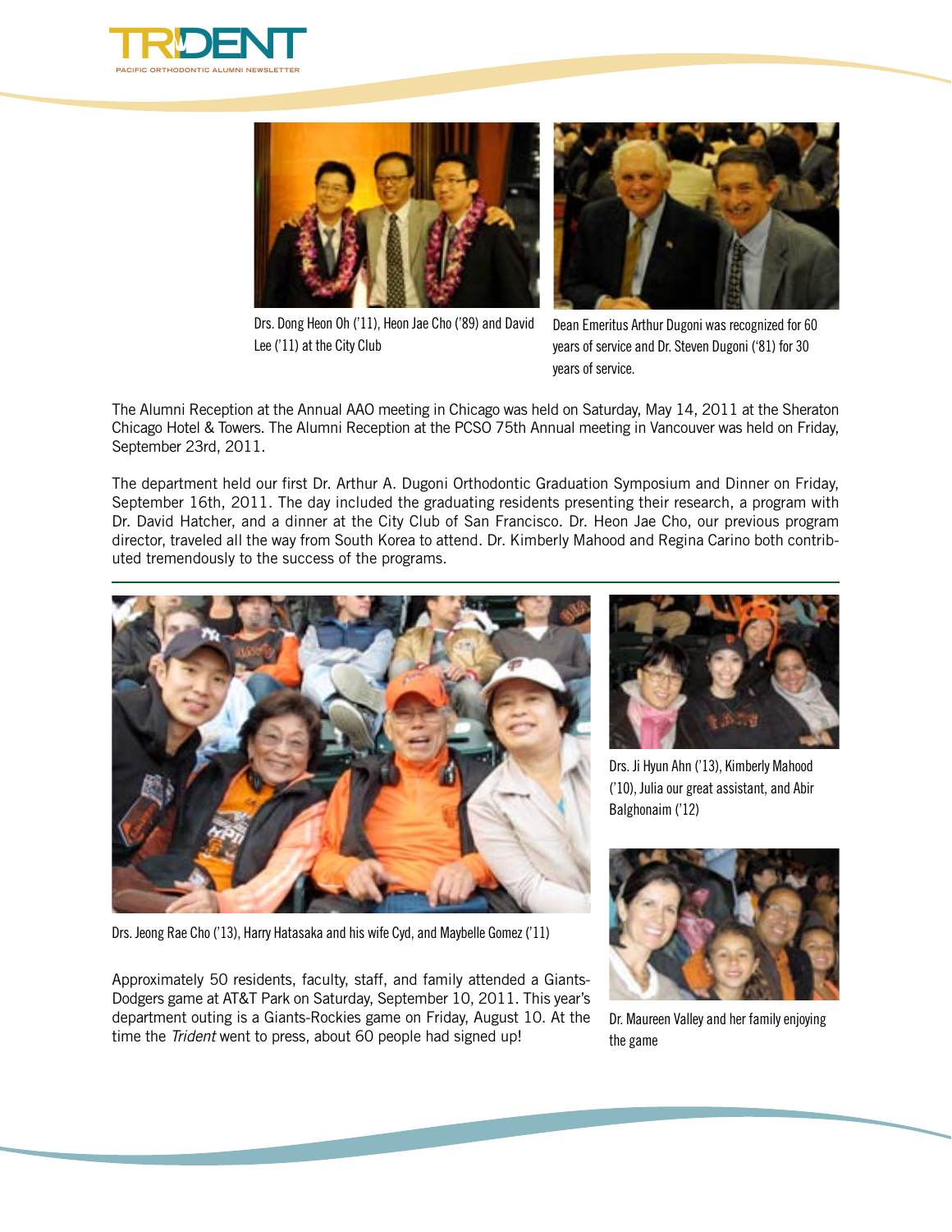Drs. Dong Heon Oh ('11), Heon Jae Cho ('89) and David Lee ('11) at the City Club

Dean Emeritus Arthur Dugoni was recognized for 60 years of service and Dr. Steven Dugoni ('81) for 30 years of service.

The Alumni Reception at the Annual AAO meeting in Chicago was held on Saturday, May 14, 2011 at the Sheraton Chicago Hotel & Towers. The Alumni Reception at the PCSO 75th Annual meeting in Vancouver was held on Friday, September 23rd, 2011.

The department held our first Dr. Arthur A. Dugoni Orthodontic Graduation Symposium and Dinner on Friday, September 16th, 2011. The day included the graduating residents presenting their research, a program with Dr. David Hatcher, and a dinner at the City Club of San Francisco. Dr. Heon Jae Cho, our previous program director, traveled all the way from South Korea to attend. Dr. Kimberly Mahood and Regina Carino both contributed tremendously to the success of the programs.

Drs. Jeong Rae Cho ('13), Harry Hatasaka and his wife Cyd, and Maybelle Gomez ('11)

Drs. Ji Hyun Ahn ('13), Kimberly Mahood ('10), Julia our great assistant, and Abir Balghonaim ('12)

Approximately 50 residents, faculty, staff, and family attended a Giants-Dodgers game at AT&T Park on Saturday, September 10, 2011. This year's department outing is a Giants-Rockies game on Friday, August 10. At the time the *Trident* went to press, about 60 people had signed up!

Dr. Maureen Valley and her family enjoying the game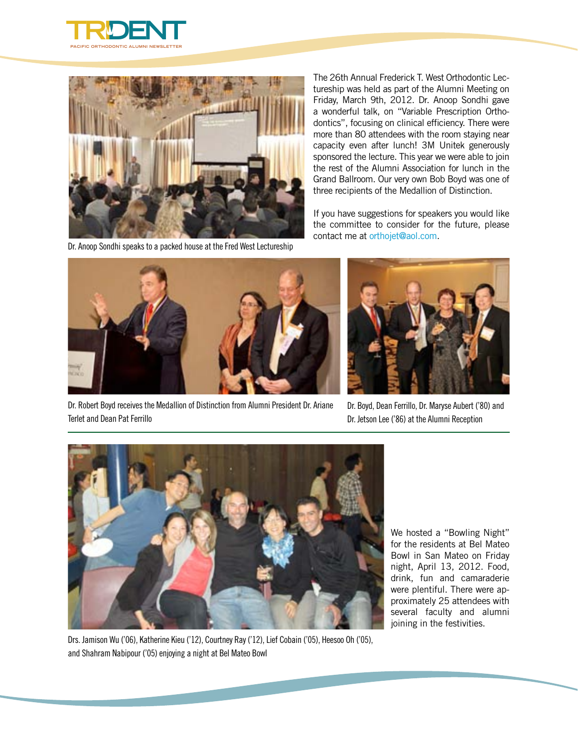Dr. Anoop Sondhi speaks to a packed house at the Fred West Lectureship

The 26th Annual Frederick T. West Orthodontic Lectureship was held as part of the Alumni Meeting on Friday, March 9th, 2012. Dr. Anoop Sondhi gave a wonderful talk, on "Variable Prescription Orthodontics", focusing on clinical efficiency. There were more than 80 attendees with the room staying near capacity even after lunch! 3M Unitek generously sponsored the lecture. This year we were able to join the rest of the Alumni Association for lunch in the Grand Ballroom. Our very own Bob Boyd was one of three recipients of the Medallion of Distinction.

If you have suggestions for speakers you would like the committee to consider for the future, please contact me at orthojet@aol.com.

Dr. Robert Boyd receives the Medallion of Distinction from Alumni President Dr. Ariane Terlet and Dean Pat Ferrillo

Dr. Boyd, Dean Ferrillo, Dr. Maryse Aubert ('80) and Dr. Jetson Lee ('86) at the Alumni Reception

---

We hosted a "Bowling Night" for the residents at Bel Mateo Bowl in San Mateo on Friday night, April 13, 2012. Food, drink, fun and camaraderie were plentiful. There were approximately 25 attendees with several faculty and alumni joining in the festivities.

Drs. Jamison Wu ('06), Katherine Kieu ('12), Courtney Ray ('12), Lief Cobain ('05), Heesoo Oh ('05), and Shahram Nabipour ('05) enjoying a night at Bel Mateo Bowl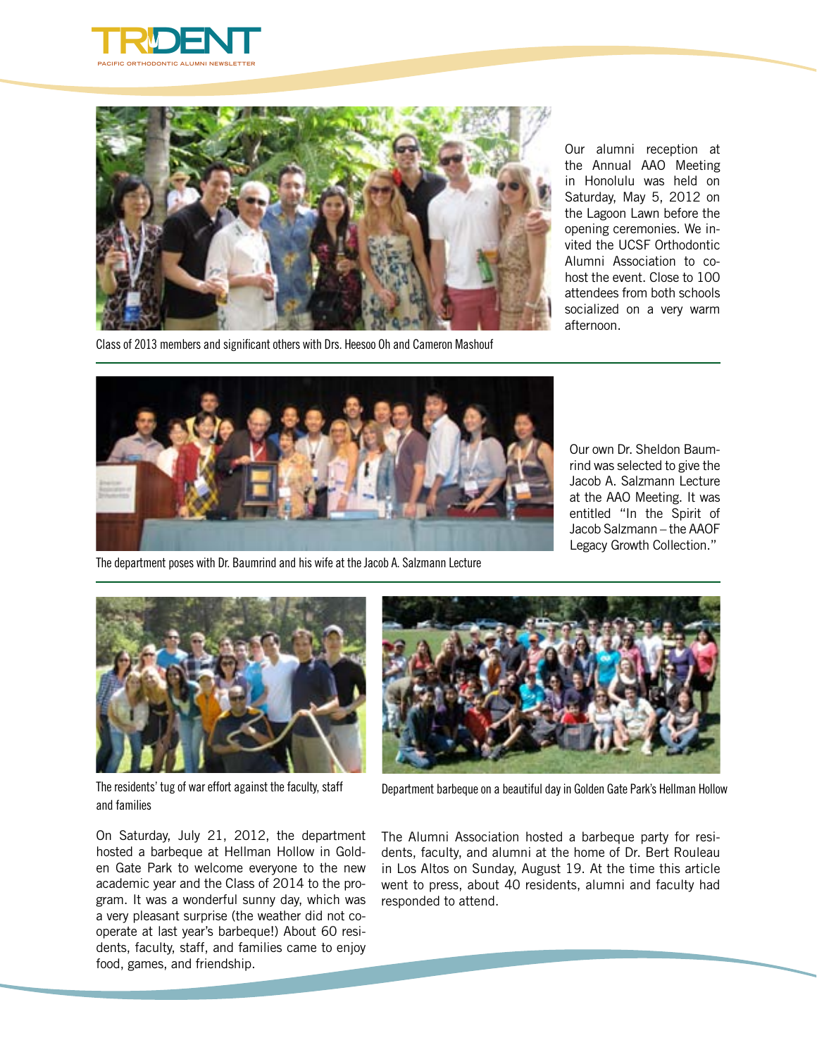Our alumni reception at the Annual AAO Meeting in Honolulu was held on Saturday, May 5, 2012 on the Lagoon Lawn before the opening ceremonies. We invited the UCSF Orthodontic Alumni Association to co-host the event. Close to 100 attendees from both schools socialized on a very warm afternoon.

Class of 2013 members and significant others with Drs. Heesoo Oh and Cameron Mashouf

---

Our own Dr. Sheldon Baumrind was selected to give the Jacob A. Salzmann Lecture at the AAO Meeting. It was entitled "In the Spirit of Jacob Salzmann – the AAOF Legacy Growth Collection."

The department poses with Dr. Baumrind and his wife at the Jacob A. Salzmann Lecture

---

The residents' tug of war effort against the faculty, staff and families

Department barbeque on a beautiful day in Golden Gate Park's Hellman Hollow

On Saturday, July 21, 2012, the department hosted a barbeque at Hellman Hollow in Golden Gate Park to welcome everyone to the new academic year and the Class of 2014 to the program. It was a wonderful sunny day, which was a very pleasant surprise (the weather did not cooperate at last year's barbeque!) About 60 residents, faculty, staff, and families came to enjoy food, games, and friendship.

The Alumni Association hosted a barbeque party for residents, faculty, and alumni at the home of Dr. Bert Rouleau in Los Altos on Sunday, August 19. At the time this article went to press, about 40 residents, alumni and faculty had responded to attend.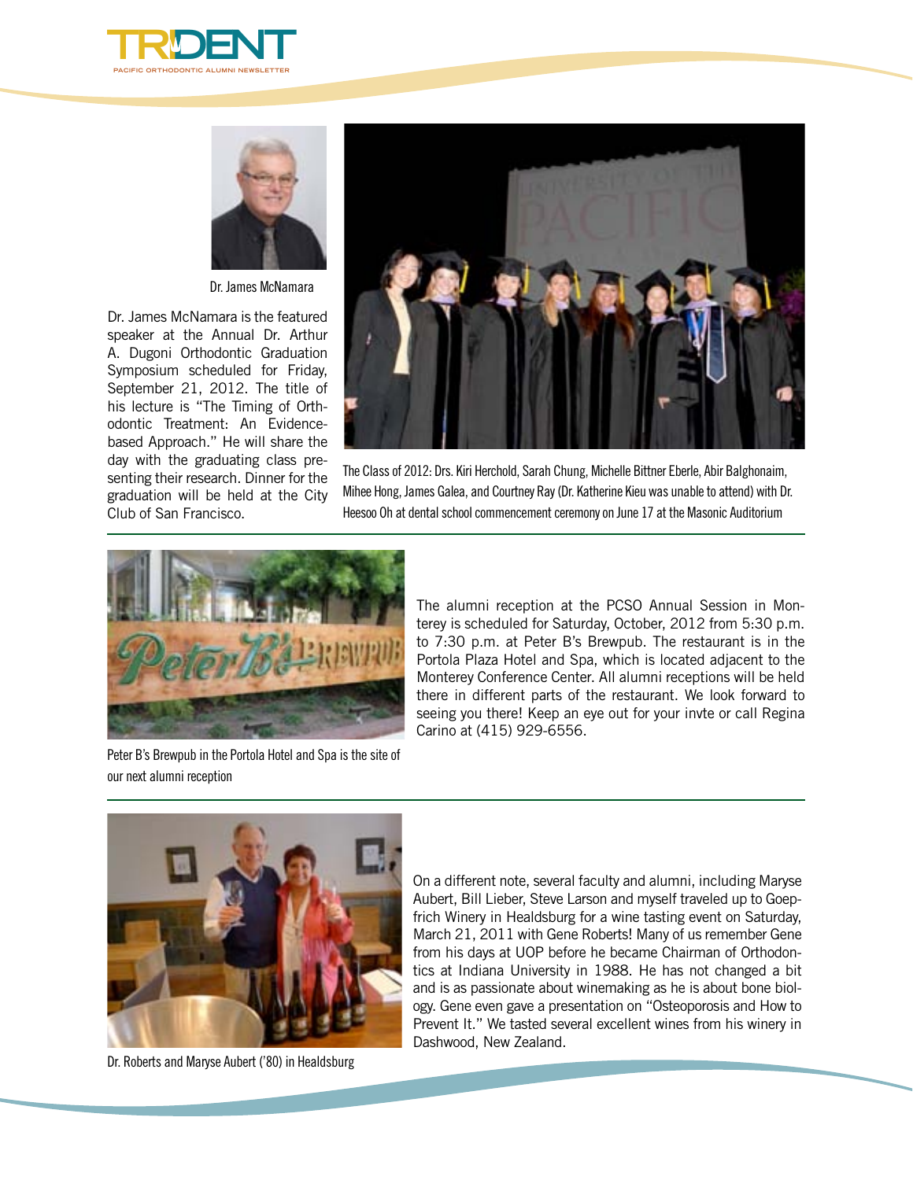Dr. James McNamara

Dr. James McNamara is the featured speaker at the Annual Dr. Arthur A. Dugoni Orthodontic Graduation Symposium scheduled for Friday, September 21, 2012. The title of his lecture is "The Timing of Orthodontic Treatment: An Evidence-based Approach." He will share the day with the graduating class presenting their research. Dinner for the graduation will be held at the City Club of San Francisco.

The Class of 2012: Drs. Kiri Herchold, Sarah Chung, Michelle Bittner Eberle, Abir Balghonaim, Mihee Hong, James Galea, and Courtney Ray (Dr. Katherine Kieu was unable to attend) with Dr. Heesoo Oh at dental school commencement ceremony on June 17 at the Masonic Auditorium

---

Peter B's Brewpub in the Portola Hotel and Spa is the site of our next alumni reception

The alumni reception at the PCSO Annual Session in Monterey is scheduled for Saturday, October, 2012 from 5:30 p.m. to 7:30 p.m. at Peter B's Brewpub. The restaurant is in the Portola Plaza Hotel and Spa, which is located adjacent to the Monterey Conference Center. All alumni receptions will be held there in different parts of the restaurant. We look forward to seeing you there! Keep an eye out for your invte or call Regina Carino at (415) 929-6556.

---

Dr. Roberts and Maryse Aubert ('80) in Healdsburg

On a different note, several faculty and alumni, including Maryse Aubert, Bill Lieber, Steve Larson and myself traveled up to Goepfrich Winery in Healdsburg for a wine tasting event on Saturday, March 21, 2011 with Gene Roberts! Many of us remember Gene from his days at UOP before he became Chairman of Orthodontics at Indiana University in 1988. He has not changed a bit and is as passionate about winemaking as he is about bone biology. Gene even gave a presentation on "Osteoporosis and How to Prevent It." We tasted several excellent wines from his winery in Dashwood, New Zealand.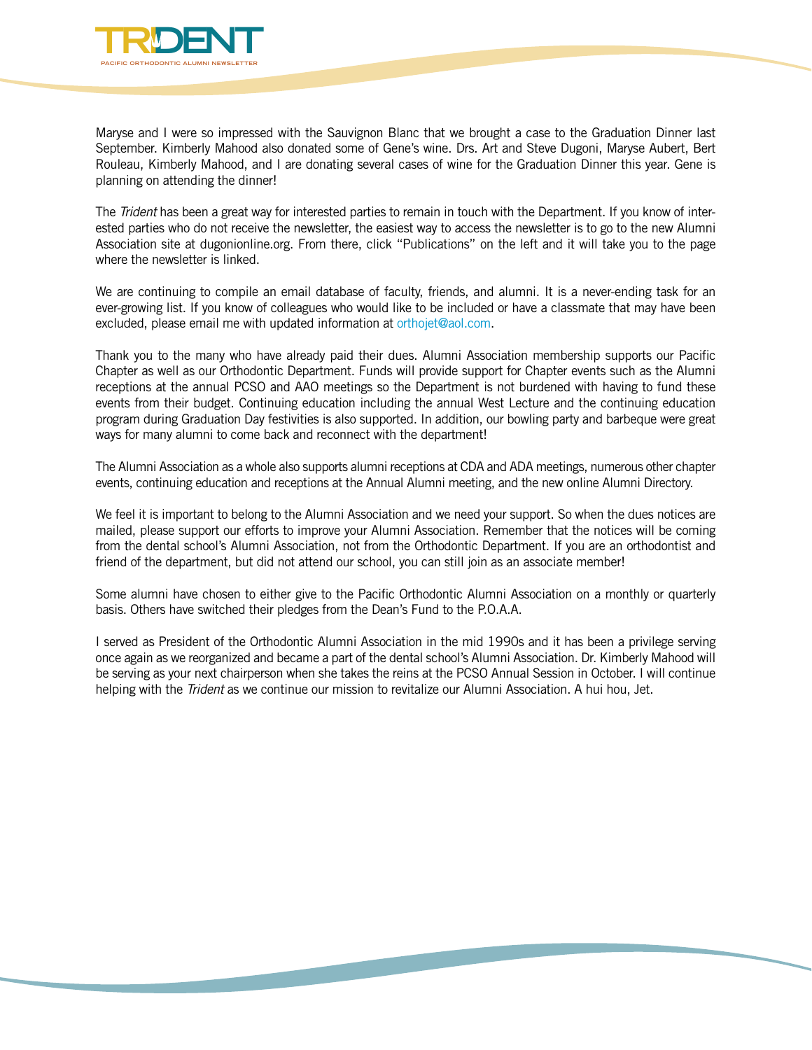Maryse and I were so impressed with the Sauvignon Blanc that we brought a case to the Graduation Dinner last September. Kimberly Mahood also donated some of Gene's wine. Drs. Art and Steve Dugoni, Maryse Aubert, Bert Rouleau, Kimberly Mahood, and I are donating several cases of wine for the Graduation Dinner this year. Gene is planning on attending the dinner!

The *Trident* has been a great way for interested parties to remain in touch with the Department. If you know of interested parties who do not receive the newsletter, the easiest way to access the newsletter is to go to the new Alumni Association site at dugonionline.org. From there, click "Publications" on the left and it will take you to the page where the newsletter is linked.

We are continuing to compile an email database of faculty, friends, and alumni. It is a never-ending task for an ever-growing list. If you know of colleagues who would like to be included or have a classmate that may have been excluded, please email me with updated information at orthojet@aol.com.

Thank you to the many who have already paid their dues. Alumni Association membership supports our Pacific Chapter as well as our Orthodontic Department. Funds will provide support for Chapter events such as the Alumni receptions at the annual PCSO and AAO meetings so the Department is not burdened with having to fund these events from their budget. Continuing education including the annual West Lecture and the continuing education program during Graduation Day festivities is also supported. In addition, our bowling party and barbeque were great ways for many alumni to come back and reconnect with the department!

The Alumni Association as a whole also supports alumni receptions at CDA and ADA meetings, numerous other chapter events, continuing education and receptions at the Annual Alumni meeting, and the new online Alumni Directory.

We feel it is important to belong to the Alumni Association and we need your support. So when the dues notices are mailed, please support our efforts to improve your Alumni Association. Remember that the notices will be coming from the dental school's Alumni Association, not from the Orthodontic Department. If you are an orthodontist and friend of the department, but did not attend our school, you can still join as an associate member!

Some alumni have chosen to either give to the Pacific Orthodontic Alumni Association on a monthly or quarterly basis. Others have switched their pledges from the Dean's Fund to the P.O.A.A.

I served as President of the Orthodontic Alumni Association in the mid 1990s and it has been a privilege serving once again as we reorganized and became a part of the dental school's Alumni Association. Dr. Kimberly Mahood will be serving as your next chairperson when she takes the reins at the PCSO Annual Session in October. I will continue helping with the *Trident* as we continue our mission to revitalize our Alumni Association. A hui hou, Jet.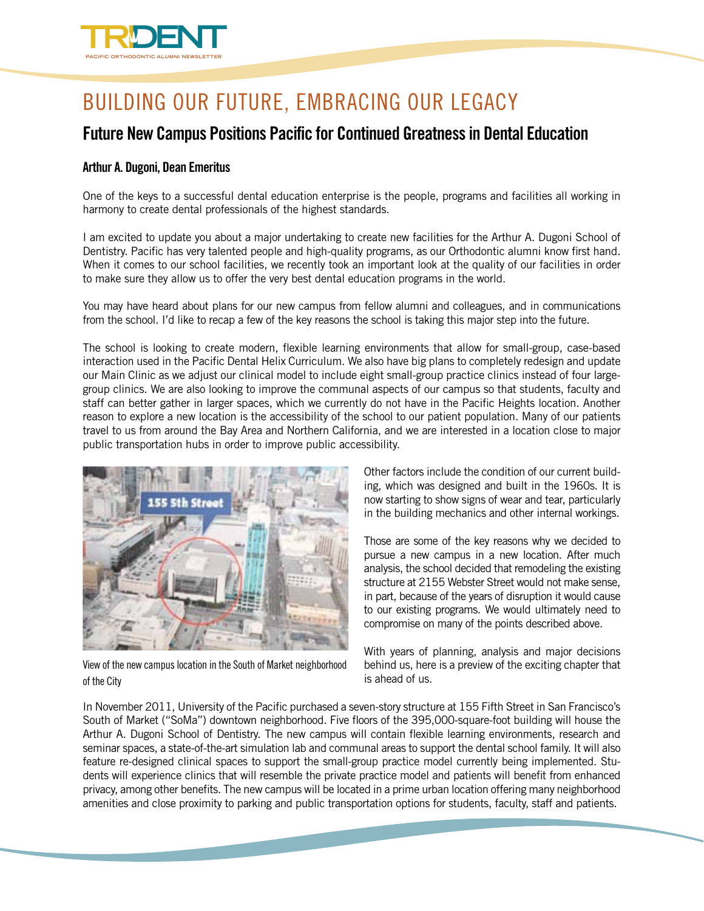# BUILDING OUR FUTURE, EMBRACING OUR LEGACY

## Future New Campus Positions Pacific for Continued Greatness in Dental Education

**Arthur A. Dugoni, Dean Emeritus**

One of the keys to a successful dental education enterprise is the people, programs and facilities all working in harmony to create dental professionals of the highest standards.

I am excited to update you about a major undertaking to create new facilities for the Arthur A. Dugoni School of Dentistry. Pacific has very talented people and high-quality programs, as our Orthodontic alumni know first hand. When it comes to our school facilities, we recently took an important look at the quality of our facilities in order to make sure they allow us to offer the very best dental education programs in the world.

You may have heard about plans for our new campus from fellow alumni and colleagues, and in communications from the school. I'd like to recap a few of the key reasons the school is taking this major step into the future.

The school is looking to create modern, flexible learning environments that allow for small-group, case-based interaction used in the Pacific Dental Helix Curriculum. We also have big plans to completely redesign and update our Main Clinic as we adjust our clinical model to include eight small-group practice clinics instead of four large-group clinics. We are also looking to improve the communal aspects of our campus so that students, faculty and staff can better gather in larger spaces, which we currently do not have in the Pacific Heights location. Another reason to explore a new location is the accessibility of the school to our patient population. Many of our patients travel to us from around the Bay Area and Northern California, and we are interested in a location close to major public transportation hubs in order to improve public accessibility.

View of the new campus location in the South of Market neighborhood of the City

Other factors include the condition of our current building, which was designed and built in the 1960s. It is now starting to show signs of wear and tear, particularly in the building mechanics and other internal workings.

Those are some of the key reasons why we decided to pursue a new campus in a new location. After much analysis, the school decided that remodeling the existing structure at 2155 Webster Street would not make sense, in part, because of the years of disruption it would cause to our existing programs. We would ultimately need to compromise on many of the points described above.

With years of planning, analysis and major decisions behind us, here is a preview of the exciting chapter that is ahead of us.

In November 2011, University of the Pacific purchased a seven-story structure at 155 Fifth Street in San Francisco's South of Market ("SoMa") downtown neighborhood. Five floors of the 395,000-square-foot building will house the Arthur A. Dugoni School of Dentistry. The new campus will contain flexible learning environments, research and seminar spaces, a state-of-the-art simulation lab and communal areas to support the dental school family. It will also feature re-designed clinical spaces to support the small-group practice model currently being implemented. Students will experience clinics that will resemble the private practice model and patients will benefit from enhanced privacy, among other benefits. The new campus will be located in a prime urban location offering many neighborhood amenities and close proximity to parking and public transportation options for students, faculty, staff and patients.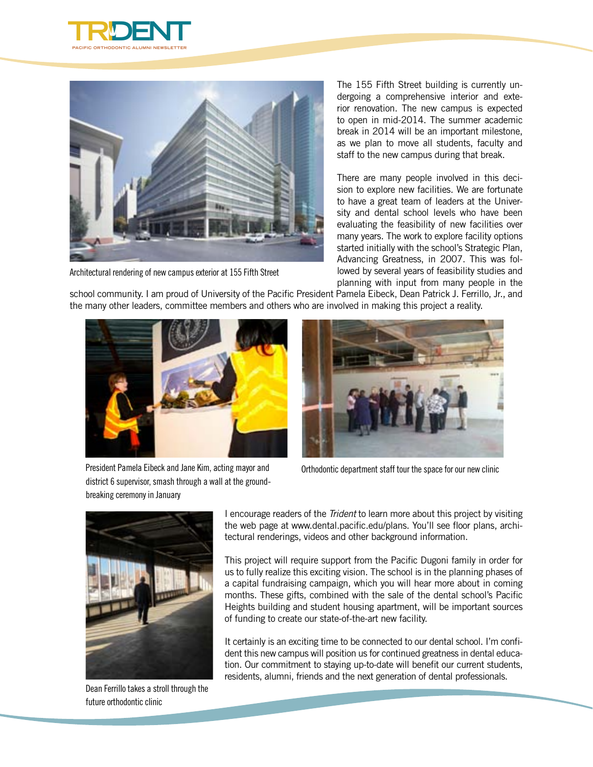Architectural rendering of new campus exterior at 155 Fifth Street

The 155 Fifth Street building is currently undergoing a comprehensive interior and exterior renovation. The new campus is expected to open in mid-2014. The summer academic break in 2014 will be an important milestone, as we plan to move all students, faculty and staff to the new campus during that break.

There are many people involved in this decision to explore new facilities. We are fortunate to have a great team of leaders at the University and dental school levels who have been evaluating the feasibility of new facilities over many years. The work to explore facility options started initially with the school's Strategic Plan, Advancing Greatness, in 2007. This was followed by several years of feasibility studies and planning with input from many people in the school community. I am proud of University of the Pacific President Pamela Eibeck, Dean Patrick J. Ferrillo, Jr., and the many other leaders, committee members and others who are involved in making this project a reality.

President Pamela Eibeck and Jane Kim, acting mayor and district 6 supervisor, smash through a wall at the groundbreaking ceremony in January

Orthodontic department staff tour the space for our new clinic

Dean Ferrillo takes a stroll through the future orthodontic clinic

I encourage readers of the *Trident* to learn more about this project by visiting the web page at www.dental.pacific.edu/plans. You'll see floor plans, architectural renderings, videos and other background information.

This project will require support from the Pacific Dugoni family in order for us to fully realize this exciting vision. The school is in the planning phases of a capital fundraising campaign, which you will hear more about in coming months. These gifts, combined with the sale of the dental school's Pacific Heights building and student housing apartment, will be important sources of funding to create our state-of-the-art new facility.

It certainly is an exciting time to be connected to our dental school. I'm confident this new campus will position us for continued greatness in dental education. Our commitment to staying up-to-date will benefit our current students, residents, alumni, friends and the next generation of dental professionals.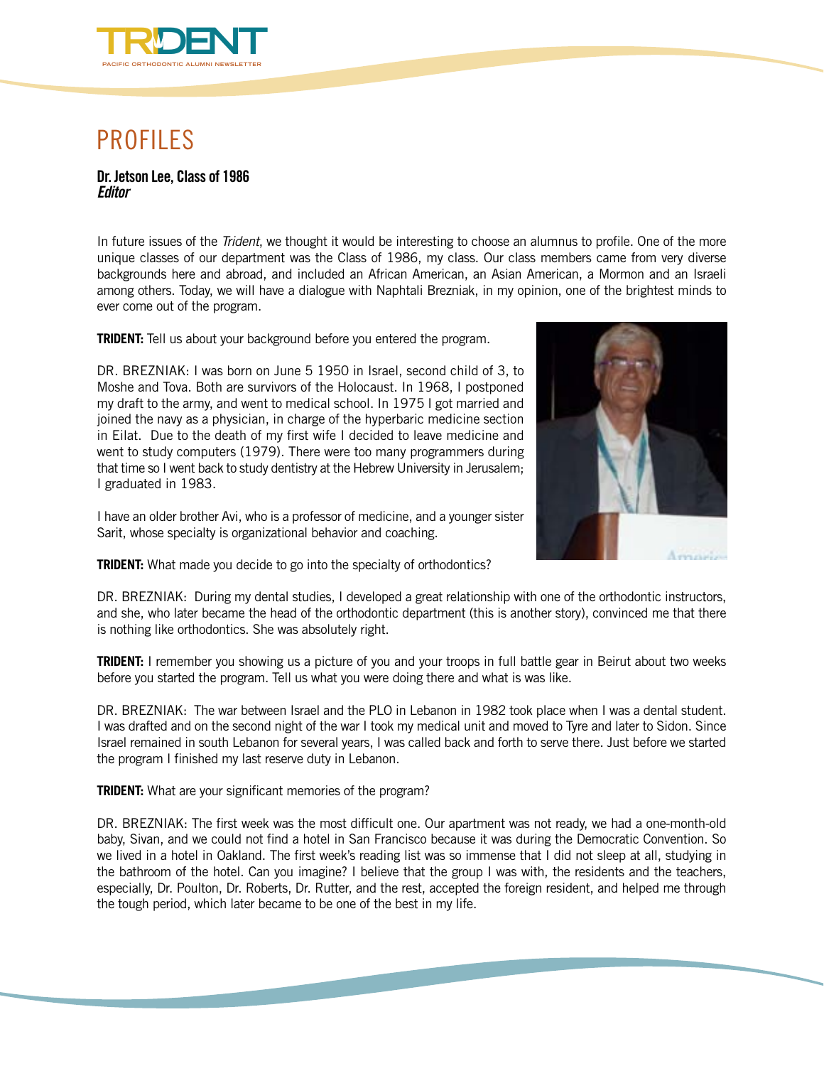# PROFILES

**Dr. Jetson Lee, Class of 1986**
***Editor***

In future issues of the *Trident*, we thought it would be interesting to choose an alumnus to profile. One of the more unique classes of our department was the Class of 1986, my class. Our class members came from very diverse backgrounds here and abroad, and included an African American, an Asian American, a Mormon and an Israeli among others. Today, we will have a dialogue with Naphtali Brezniak, in my opinion, one of the brightest minds to ever come out of the program.

**TRIDENT:** Tell us about your background before you entered the program.

DR. BREZNIAK: I was born on June 5 1950 in Israel, second child of 3, to Moshe and Tova. Both are survivors of the Holocaust. In 1968, I postponed my draft to the army, and went to medical school. In 1975 I got married and joined the navy as a physician, in charge of the hyperbaric medicine section in Eilat. Due to the death of my first wife I decided to leave medicine and went to study computers (1979). There were too many programmers during that time so I went back to study dentistry at the Hebrew University in Jerusalem; I graduated in 1983.

I have an older brother Avi, who is a professor of medicine, and a younger sister Sarit, whose specialty is organizational behavior and coaching.

**TRIDENT:** What made you decide to go into the specialty of orthodontics?

DR. BREZNIAK: During my dental studies, I developed a great relationship with one of the orthodontic instructors, and she, who later became the head of the orthodontic department (this is another story), convinced me that there is nothing like orthodontics. She was absolutely right.

**TRIDENT:** I remember you showing us a picture of you and your troops in full battle gear in Beirut about two weeks before you started the program. Tell us what you were doing there and what is was like.

DR. BREZNIAK: The war between Israel and the PLO in Lebanon in 1982 took place when I was a dental student. I was drafted and on the second night of the war I took my medical unit and moved to Tyre and later to Sidon. Since Israel remained in south Lebanon for several years, I was called back and forth to serve there. Just before we started the program I finished my last reserve duty in Lebanon.

**TRIDENT:** What are your significant memories of the program?

DR. BREZNIAK: The first week was the most difficult one. Our apartment was not ready, we had a one-month-old baby, Sivan, and we could not find a hotel in San Francisco because it was during the Democratic Convention. So we lived in a hotel in Oakland. The first week's reading list was so immense that I did not sleep at all, studying in the bathroom of the hotel. Can you imagine? I believe that the group I was with, the residents and the teachers, especially, Dr. Poulton, Dr. Roberts, Dr. Rutter, and the rest, accepted the foreign resident, and helped me through the tough period, which later became to be one of the best in my life.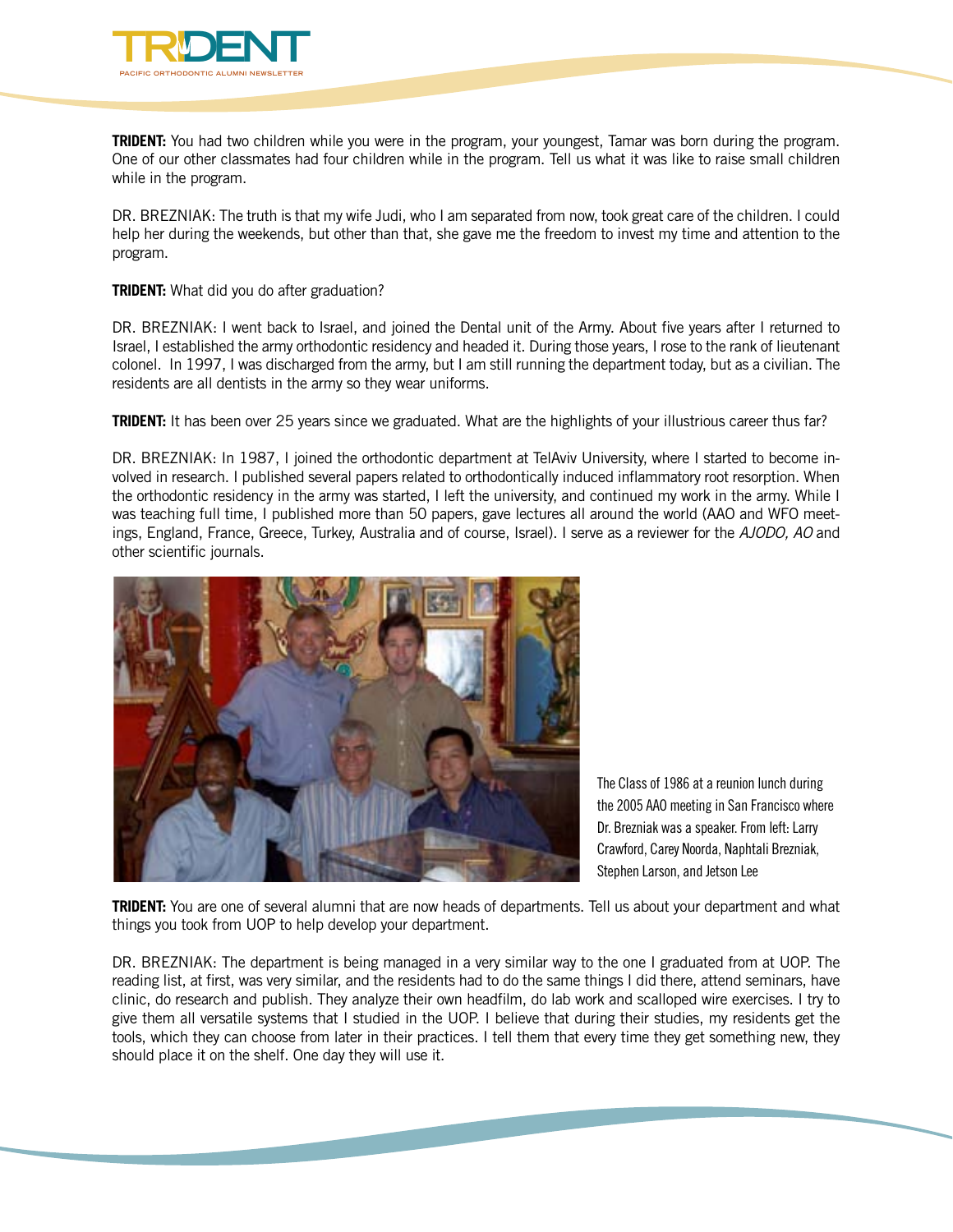**TRIDENT:** You had two children while you were in the program, your youngest, Tamar was born during the program. One of our other classmates had four children while in the program. Tell us what it was like to raise small children while in the program.

DR. BREZNIAK: The truth is that my wife Judi, who I am separated from now, took great care of the children. I could help her during the weekends, but other than that, she gave me the freedom to invest my time and attention to the program.

**TRIDENT:** What did you do after graduation?

DR. BREZNIAK: I went back to Israel, and joined the Dental unit of the Army. About five years after I returned to Israel, I established the army orthodontic residency and headed it. During those years, I rose to the rank of lieutenant colonel. In 1997, I was discharged from the army, but I am still running the department today, but as a civilian. The residents are all dentists in the army so they wear uniforms.

**TRIDENT:** It has been over 25 years since we graduated. What are the highlights of your illustrious career thus far?

DR. BREZNIAK: In 1987, I joined the orthodontic department at TelAviv University, where I started to become involved in research. I published several papers related to orthodontically induced inflammatory root resorption. When the orthodontic residency in the army was started, I left the university, and continued my work in the army. While I was teaching full time, I published more than 50 papers, gave lectures all around the world (AAO and WFO meetings, England, France, Greece, Turkey, Australia and of course, Israel). I serve as a reviewer for the *AJODO, AO* and other scientific journals.

The Class of 1986 at a reunion lunch during the 2005 AAO meeting in San Francisco where Dr. Brezniak was a speaker. From left: Larry Crawford, Carey Noorda, Naphtali Brezniak, Stephen Larson, and Jetson Lee

**TRIDENT:** You are one of several alumni that are now heads of departments. Tell us about your department and what things you took from UOP to help develop your department.

DR. BREZNIAK: The department is being managed in a very similar way to the one I graduated from at UOP. The reading list, at first, was very similar, and the residents had to do the same things I did there, attend seminars, have clinic, do research and publish. They analyze their own headfilm, do lab work and scalloped wire exercises. I try to give them all versatile systems that I studied in the UOP. I believe that during their studies, my residents get the tools, which they can choose from later in their practices. I tell them that every time they get something new, they should place it on the shelf. One day they will use it.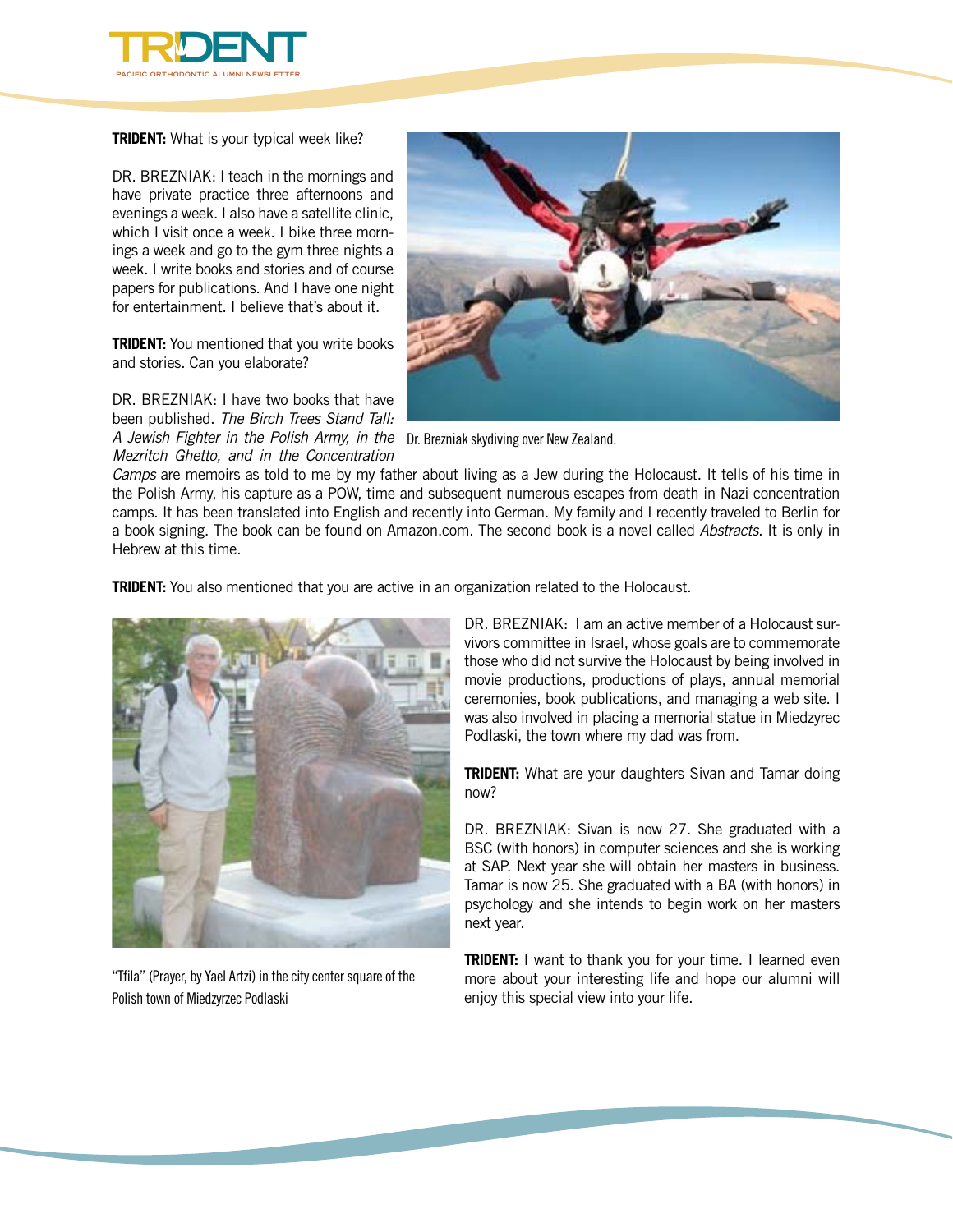**TRIDENT:** What is your typical week like?

DR. BREZNIAK: I teach in the mornings and have private practice three afternoons and evenings a week. I also have a satellite clinic, which I visit once a week. I bike three mornings a week and go to the gym three nights a week. I write books and stories and of course papers for publications. And I have one night for entertainment. I believe that's about it.

**TRIDENT:** You mentioned that you write books and stories. Can you elaborate?

DR. BREZNIAK: I have two books that have been published. *The Birch Trees Stand Tall: A Jewish Fighter in the Polish Army, in the Mezritch Ghetto, and in the Concentration Camps* are memoirs as told to me by my father about living as a Jew during the Holocaust. It tells of his time in the Polish Army, his capture as a POW, time and subsequent numerous escapes from death in Nazi concentration camps. It has been translated into English and recently into German. My family and I recently traveled to Berlin for a book signing. The book can be found on Amazon.com. The second book is a novel called *Abstracts.* It is only in Hebrew at this time.

Dr. Brezniak skydiving over New Zealand.

**TRIDENT:** You also mentioned that you are active in an organization related to the Holocaust.

DR. BREZNIAK: I am an active member of a Holocaust survivors committee in Israel, whose goals are to commemorate those who did not survive the Holocaust by being involved in movie productions, productions of plays, annual memorial ceremonies, book publications, and managing a web site. I was also involved in placing a memorial statue in Miedzyrec Podlaski, the town where my dad was from.

"Tfila" (Prayer, by Yael Artzi) in the city center square of the Polish town of Miedzyrzec Podlaski

**TRIDENT:** What are your daughters Sivan and Tamar doing now?

DR. BREZNIAK: Sivan is now 27. She graduated with a BSC (with honors) in computer sciences and she is working at SAP. Next year she will obtain her masters in business. Tamar is now 25. She graduated with a BA (with honors) in psychology and she intends to begin work on her masters next year.

**TRIDENT:** I want to thank you for your time. I learned even more about your interesting life and hope our alumni will enjoy this special view into your life.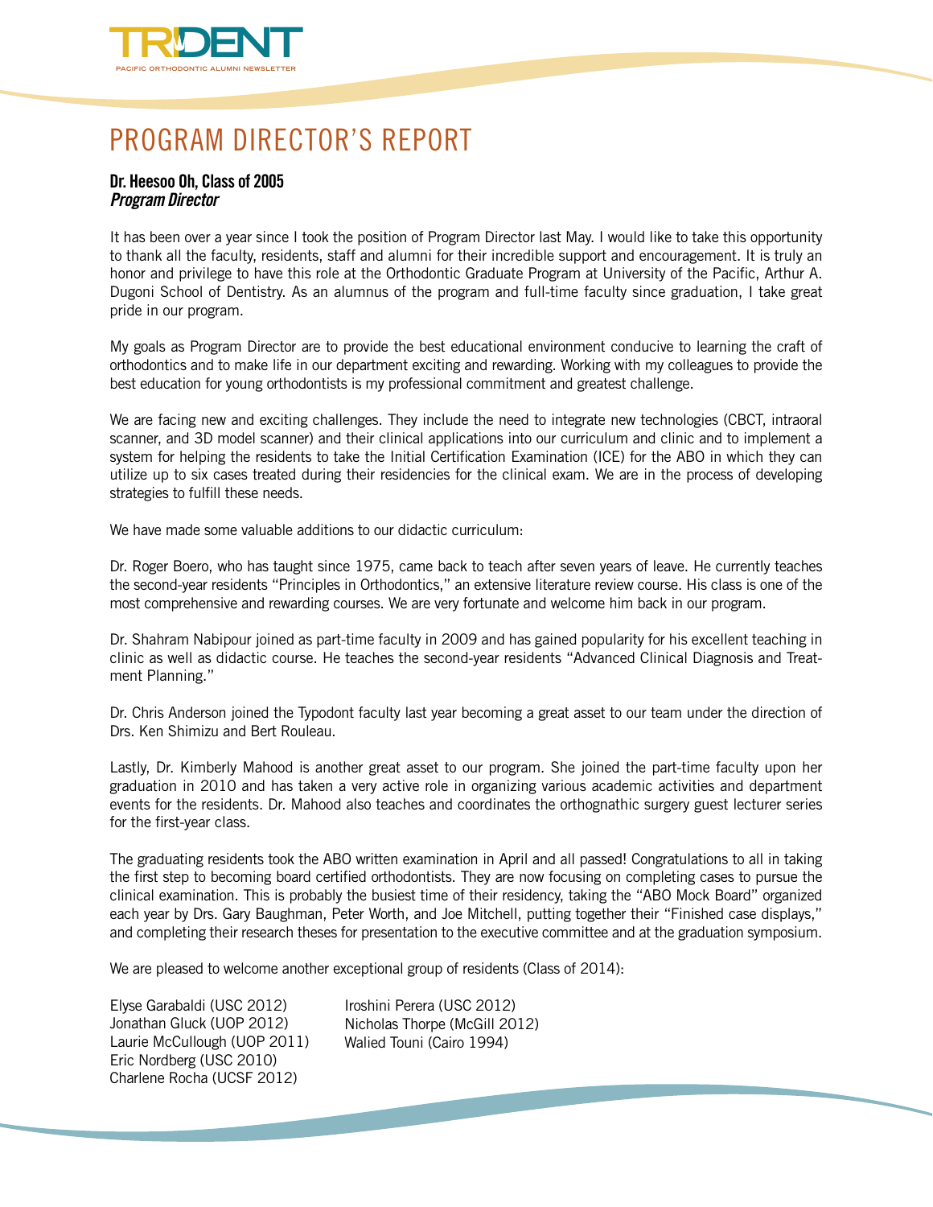# PROGRAM DIRECTOR'S REPORT

**Dr. Heesoo Oh, Class of 2005**
***Program Director***

It has been over a year since I took the position of Program Director last May. I would like to take this opportunity to thank all the faculty, residents, staff and alumni for their incredible support and encouragement. It is truly an honor and privilege to have this role at the Orthodontic Graduate Program at University of the Pacific, Arthur A. Dugoni School of Dentistry. As an alumnus of the program and full-time faculty since graduation, I take great pride in our program.

My goals as Program Director are to provide the best educational environment conducive to learning the craft of orthodontics and to make life in our department exciting and rewarding. Working with my colleagues to provide the best education for young orthodontists is my professional commitment and greatest challenge.

We are facing new and exciting challenges. They include the need to integrate new technologies (CBCT, intraoral scanner, and 3D model scanner) and their clinical applications into our curriculum and clinic and to implement a system for helping the residents to take the Initial Certification Examination (ICE) for the ABO in which they can utilize up to six cases treated during their residencies for the clinical exam. We are in the process of developing strategies to fulfill these needs.

We have made some valuable additions to our didactic curriculum:

Dr. Roger Boero, who has taught since 1975, came back to teach after seven years of leave. He currently teaches the second-year residents "Principles in Orthodontics," an extensive literature review course. His class is one of the most comprehensive and rewarding courses. We are very fortunate and welcome him back in our program.

Dr. Shahram Nabipour joined as part-time faculty in 2009 and has gained popularity for his excellent teaching in clinic as well as didactic course. He teaches the second-year residents "Advanced Clinical Diagnosis and Treatment Planning."

Dr. Chris Anderson joined the Typodont faculty last year becoming a great asset to our team under the direction of Drs. Ken Shimizu and Bert Rouleau.

Lastly, Dr. Kimberly Mahood is another great asset to our program. She joined the part-time faculty upon her graduation in 2010 and has taken a very active role in organizing various academic activities and department events for the residents. Dr. Mahood also teaches and coordinates the orthognathic surgery guest lecturer series for the first-year class.

The graduating residents took the ABO written examination in April and all passed! Congratulations to all in taking the first step to becoming board certified orthodontists. They are now focusing on completing cases to pursue the clinical examination. This is probably the busiest time of their residency, taking the "ABO Mock Board" organized each year by Drs. Gary Baughman, Peter Worth, and Joe Mitchell, putting together their "Finished case displays," and completing their research theses for presentation to the executive committee and at the graduation symposium.

We are pleased to welcome another exceptional group of residents (Class of 2014):

Elyse Garabaldi (USC 2012)
Jonathan Gluck (UOP 2012)
Laurie McCullough (UOP 2011)
Eric Nordberg (USC 2010)
Charlene Rocha (UCSF 2012)
Iroshini Perera (USC 2012)
Nicholas Thorpe (McGill 2012)
Walied Touni (Cairo 1994)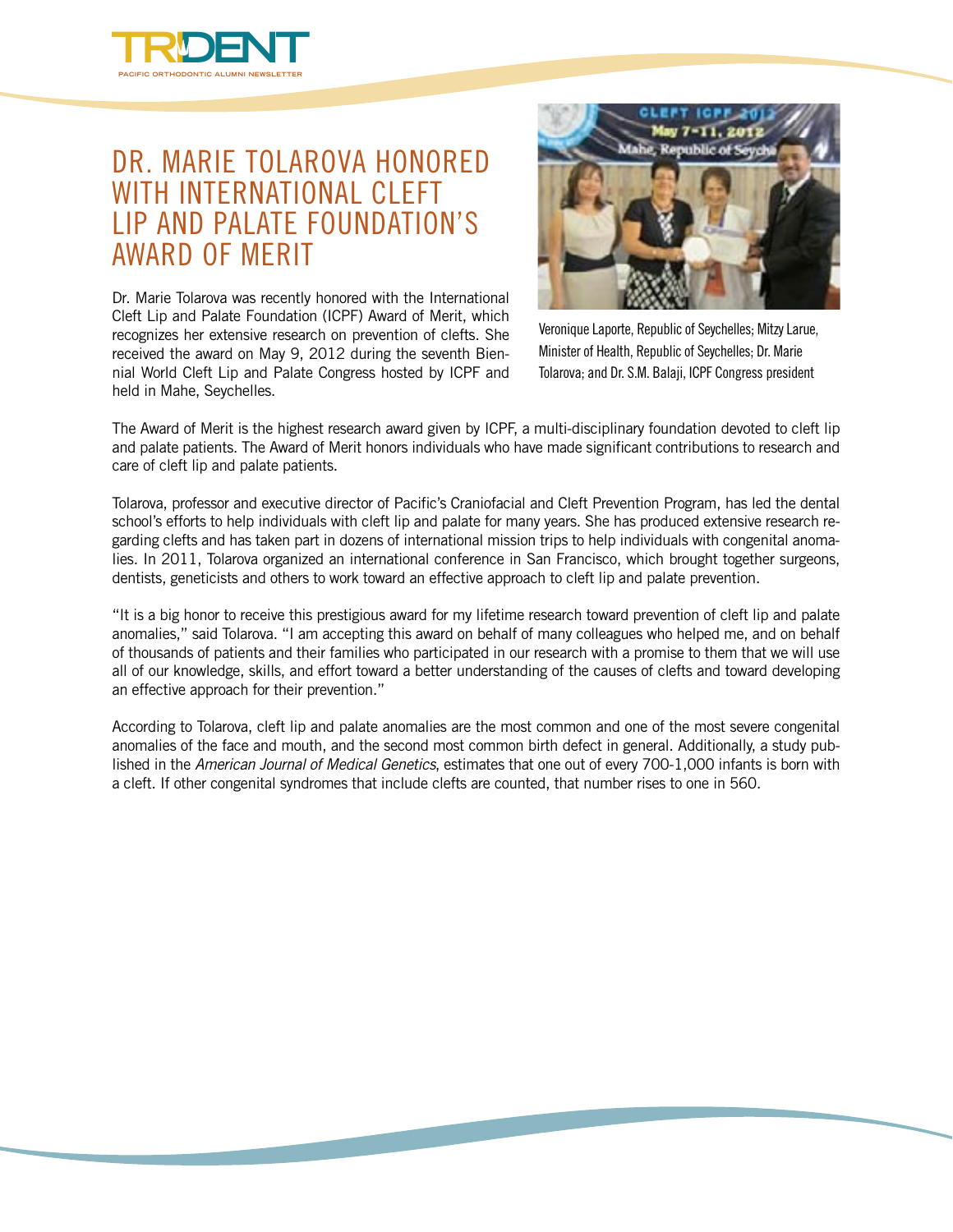# DR. MARIE TOLAROVA HONORED WITH INTERNATIONAL CLEFT LIP AND PALATE FOUNDATION'S AWARD OF MERIT

Veronique Laporte, Republic of Seychelles; Mitzy Larue, Minister of Health, Republic of Seychelles; Dr. Marie Tolarova; and Dr. S.M. Balaji, ICPF Congress president

Dr. Marie Tolarova was recently honored with the International Cleft Lip and Palate Foundation (ICPF) Award of Merit, which recognizes her extensive research on prevention of clefts. She received the award on May 9, 2012 during the seventh Biennial World Cleft Lip and Palate Congress hosted by ICPF and held in Mahe, Seychelles.

The Award of Merit is the highest research award given by ICPF, a multi-disciplinary foundation devoted to cleft lip and palate patients. The Award of Merit honors individuals who have made significant contributions to research and care of cleft lip and palate patients.

Tolarova, professor and executive director of Pacific's Craniofacial and Cleft Prevention Program, has led the dental school's efforts to help individuals with cleft lip and palate for many years. She has produced extensive research regarding clefts and has taken part in dozens of international mission trips to help individuals with congenital anomalies. In 2011, Tolarova organized an international conference in San Francisco, which brought together surgeons, dentists, geneticists and others to work toward an effective approach to cleft lip and palate prevention.

"It is a big honor to receive this prestigious award for my lifetime research toward prevention of cleft lip and palate anomalies," said Tolarova. "I am accepting this award on behalf of many colleagues who helped me, and on behalf of thousands of patients and their families who participated in our research with a promise to them that we will use all of our knowledge, skills, and effort toward a better understanding of the causes of clefts and toward developing an effective approach for their prevention."

According to Tolarova, cleft lip and palate anomalies are the most common and one of the most severe congenital anomalies of the face and mouth, and the second most common birth defect in general. Additionally, a study published in the *American Journal of Medical Genetics*, estimates that one out of every 700-1,000 infants is born with a cleft. If other congenital syndromes that include clefts are counted, that number rises to one in 560.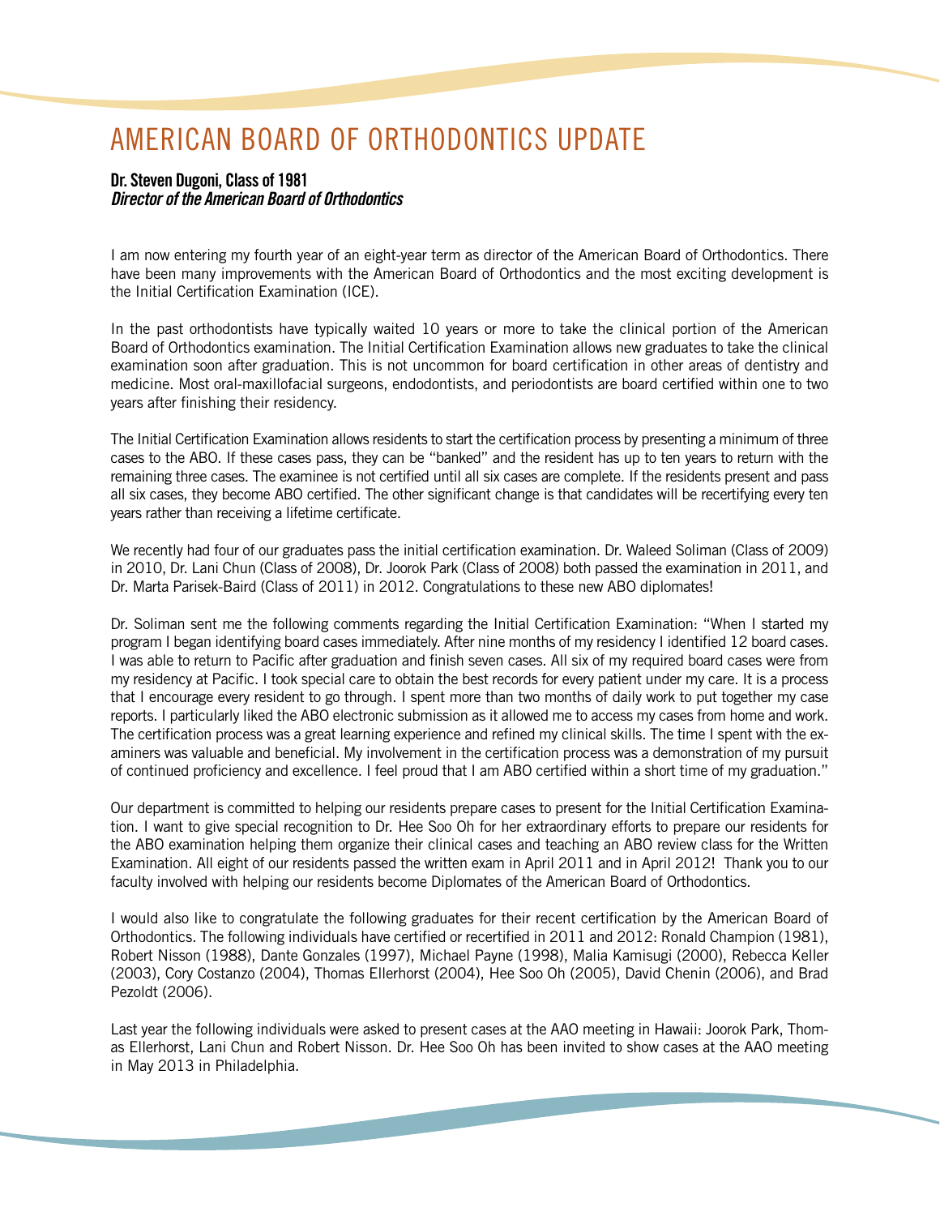# AMERICAN BOARD OF ORTHODONTICS UPDATE

**Dr. Steven Dugoni, Class of 1981**
***Director of the American Board of Orthodontics***

I am now entering my fourth year of an eight-year term as director of the American Board of Orthodontics. There have been many improvements with the American Board of Orthodontics and the most exciting development is the Initial Certification Examination (ICE).

In the past orthodontists have typically waited 10 years or more to take the clinical portion of the American Board of Orthodontics examination. The Initial Certification Examination allows new graduates to take the clinical examination soon after graduation. This is not uncommon for board certification in other areas of dentistry and medicine. Most oral-maxillofacial surgeons, endodontists, and periodontists are board certified within one to two years after finishing their residency.

The Initial Certification Examination allows residents to start the certification process by presenting a minimum of three cases to the ABO. If these cases pass, they can be "banked" and the resident has up to ten years to return with the remaining three cases. The examinee is not certified until all six cases are complete. If the residents present and pass all six cases, they become ABO certified. The other significant change is that candidates will be recertifying every ten years rather than receiving a lifetime certificate.

We recently had four of our graduates pass the initial certification examination. Dr. Waleed Soliman (Class of 2009) in 2010, Dr. Lani Chun (Class of 2008), Dr. Joorok Park (Class of 2008) both passed the examination in 2011, and Dr. Marta Parisek-Baird (Class of 2011) in 2012. Congratulations to these new ABO diplomates!

Dr. Soliman sent me the following comments regarding the Initial Certification Examination: "When I started my program I began identifying board cases immediately. After nine months of my residency I identified 12 board cases. I was able to return to Pacific after graduation and finish seven cases. All six of my required board cases were from my residency at Pacific. I took special care to obtain the best records for every patient under my care. It is a process that I encourage every resident to go through. I spent more than two months of daily work to put together my case reports. I particularly liked the ABO electronic submission as it allowed me to access my cases from home and work. The certification process was a great learning experience and refined my clinical skills. The time I spent with the examiners was valuable and beneficial. My involvement in the certification process was a demonstration of my pursuit of continued proficiency and excellence. I feel proud that I am ABO certified within a short time of my graduation."

Our department is committed to helping our residents prepare cases to present for the Initial Certification Examination. I want to give special recognition to Dr. Hee Soo Oh for her extraordinary efforts to prepare our residents for the ABO examination helping them organize their clinical cases and teaching an ABO review class for the Written Examination. All eight of our residents passed the written exam in April 2011 and in April 2012! Thank you to our faculty involved with helping our residents become Diplomates of the American Board of Orthodontics.

I would also like to congratulate the following graduates for their recent certification by the American Board of Orthodontics. The following individuals have certified or recertified in 2011 and 2012: Ronald Champion (1981), Robert Nisson (1988), Dante Gonzales (1997), Michael Payne (1998), Malia Kamisugi (2000), Rebecca Keller (2003), Cory Costanzo (2004), Thomas Ellerhorst (2004), Hee Soo Oh (2005), David Chenin (2006), and Brad Pezoldt (2006).

Last year the following individuals were asked to present cases at the AAO meeting in Hawaii: Joorok Park, Thomas Ellerhorst, Lani Chun and Robert Nisson. Dr. Hee Soo Oh has been invited to show cases at the AAO meeting in May 2013 in Philadelphia.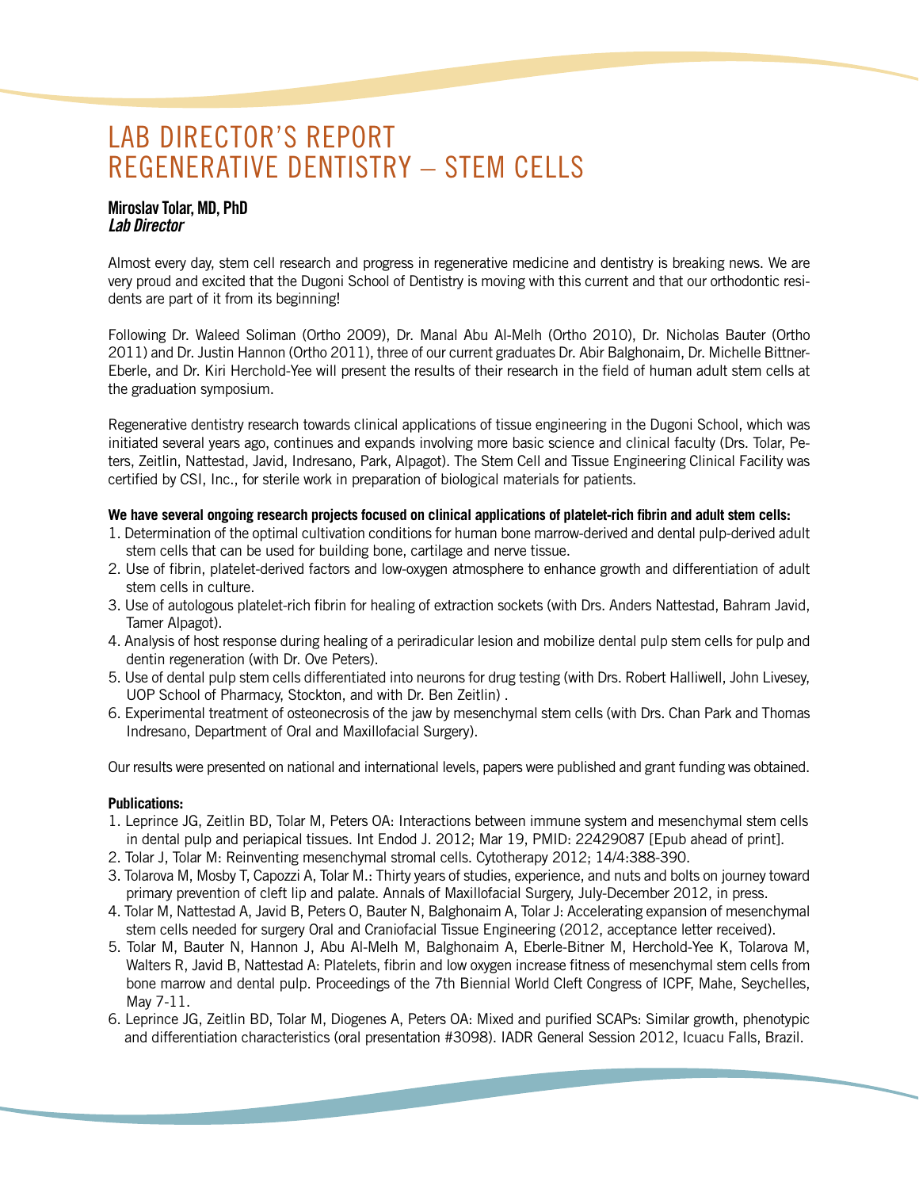# LAB DIRECTOR'S REPORT
# REGENERATIVE DENTISTRY – STEM CELLS

**Miroslav Tolar, MD, PhD**
***Lab Director***

Almost every day, stem cell research and progress in regenerative medicine and dentistry is breaking news. We are very proud and excited that the Dugoni School of Dentistry is moving with this current and that our orthodontic residents are part of it from its beginning!

Following Dr. Waleed Soliman (Ortho 2009), Dr. Manal Abu Al-Melh (Ortho 2010), Dr. Nicholas Bauter (Ortho 2011) and Dr. Justin Hannon (Ortho 2011), three of our current graduates Dr. Abir Balghonaim, Dr. Michelle Bittner-Eberle, and Dr. Kiri Herchold-Yee will present the results of their research in the field of human adult stem cells at the graduation symposium.

Regenerative dentistry research towards clinical applications of tissue engineering in the Dugoni School, which was initiated several years ago, continues and expands involving more basic science and clinical faculty (Drs. Tolar, Peters, Zeitlin, Nattestad, Javid, Indresano, Park, Alpagot). The Stem Cell and Tissue Engineering Clinical Facility was certified by CSI, Inc., for sterile work in preparation of biological materials for patients.

**We have several ongoing research projects focused on clinical applications of platelet-rich fibrin and adult stem cells:**

1. Determination of the optimal cultivation conditions for human bone marrow-derived and dental pulp-derived adult stem cells that can be used for building bone, cartilage and nerve tissue.
2. Use of fibrin, platelet-derived factors and low-oxygen atmosphere to enhance growth and differentiation of adult stem cells in culture.
3. Use of autologous platelet-rich fibrin for healing of extraction sockets (with Drs. Anders Nattestad, Bahram Javid, Tamer Alpagot).
4. Analysis of host response during healing of a periradicular lesion and mobilize dental pulp stem cells for pulp and dentin regeneration (with Dr. Ove Peters).
5. Use of dental pulp stem cells differentiated into neurons for drug testing (with Drs. Robert Halliwell, John Livesey, UOP School of Pharmacy, Stockton, and with Dr. Ben Zeitlin) .
6. Experimental treatment of osteonecrosis of the jaw by mesenchymal stem cells (with Drs. Chan Park and Thomas Indresano, Department of Oral and Maxillofacial Surgery).

Our results were presented on national and international levels, papers were published and grant funding was obtained.

**Publications:**

1. Leprince JG, Zeitlin BD, Tolar M, Peters OA: Interactions between immune system and mesenchymal stem cells in dental pulp and periapical tissues. Int Endod J. 2012; Mar 19, PMID: 22429087 [Epub ahead of print].
2. Tolar J, Tolar M: Reinventing mesenchymal stromal cells. Cytotherapy 2012; 14/4:388-390.
3. Tolarova M, Mosby T, Capozzi A, Tolar M.: Thirty years of studies, experience, and nuts and bolts on journey toward primary prevention of cleft lip and palate. Annals of Maxillofacial Surgery, July-December 2012, in press.
4. Tolar M, Nattestad A, Javid B, Peters O, Bauter N, Balghonaim A, Tolar J: Accelerating expansion of mesenchymal stem cells needed for surgery Oral and Craniofacial Tissue Engineering (2012, acceptance letter received).
5. Tolar M, Bauter N, Hannon J, Abu Al-Melh M, Balghonaim A, Eberle-Bitner M, Herchold-Yee K, Tolarova M, Walters R, Javid B, Nattestad A: Platelets, fibrin and low oxygen increase fitness of mesenchymal stem cells from bone marrow and dental pulp. Proceedings of the 7th Biennial World Cleft Congress of ICPF, Mahe, Seychelles, May 7-11.
6. Leprince JG, Zeitlin BD, Tolar M, Diogenes A, Peters OA: Mixed and purified SCAPs: Similar growth, phenotypic and differentiation characteristics (oral presentation #3098). IADR General Session 2012, Icuacu Falls, Brazil.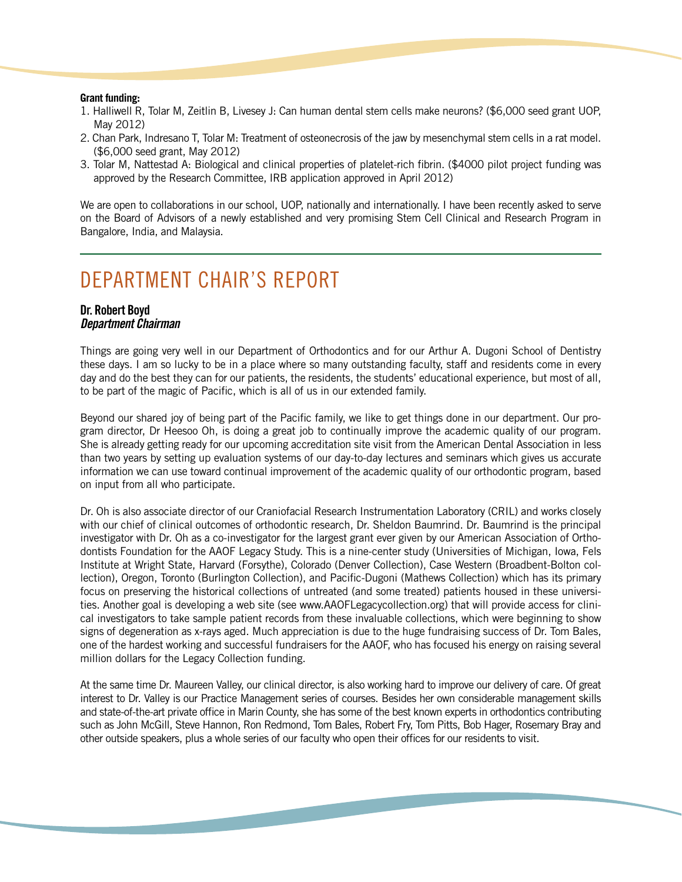**Grant funding:**

1. Halliwell R, Tolar M, Zeitlin B, Livesey J: Can human dental stem cells make neurons? ($6,000 seed grant UOP, May 2012)
2. Chan Park, Indresano T, Tolar M: Treatment of osteonecrosis of the jaw by mesenchymal stem cells in a rat model. ($6,000 seed grant, May 2012)
3. Tolar M, Nattestad A: Biological and clinical properties of platelet-rich fibrin. ($4000 pilot project funding was approved by the Research Committee, IRB application approved in April 2012)

We are open to collaborations in our school, UOP, nationally and internationally. I have been recently asked to serve on the Board of Advisors of a newly established and very promising Stem Cell Clinical and Research Program in Bangalore, India, and Malaysia.

# DEPARTMENT CHAIR'S REPORT

**Dr. Robert Boyd**
***Department Chairman***

Things are going very well in our Department of Orthodontics and for our Arthur A. Dugoni School of Dentistry these days. I am so lucky to be in a place where so many outstanding faculty, staff and residents come in every day and do the best they can for our patients, the residents, the students' educational experience, but most of all, to be part of the magic of Pacific, which is all of us in our extended family.

Beyond our shared joy of being part of the Pacific family, we like to get things done in our department. Our program director, Dr Heesoo Oh, is doing a great job to continually improve the academic quality of our program. She is already getting ready for our upcoming accreditation site visit from the American Dental Association in less than two years by setting up evaluation systems of our day-to-day lectures and seminars which gives us accurate information we can use toward continual improvement of the academic quality of our orthodontic program, based on input from all who participate.

Dr. Oh is also associate director of our Craniofacial Research Instrumentation Laboratory (CRIL) and works closely with our chief of clinical outcomes of orthodontic research, Dr. Sheldon Baumrind. Dr. Baumrind is the principal investigator with Dr. Oh as a co-investigator for the largest grant ever given by our American Association of Orthodontists Foundation for the AAOF Legacy Study. This is a nine-center study (Universities of Michigan, Iowa, Fels Institute at Wright State, Harvard (Forsythe), Colorado (Denver Collection), Case Western (Broadbent-Bolton collection), Oregon, Toronto (Burlington Collection), and Pacific-Dugoni (Mathews Collection) which has its primary focus on preserving the historical collections of untreated (and some treated) patients housed in these universities. Another goal is developing a web site (see www.AAOFLegacycollection.org) that will provide access for clinical investigators to take sample patient records from these invaluable collections, which were beginning to show signs of degeneration as x-rays aged. Much appreciation is due to the huge fundraising success of Dr. Tom Bales, one of the hardest working and successful fundraisers for the AAOF, who has focused his energy on raising several million dollars for the Legacy Collection funding.

At the same time Dr. Maureen Valley, our clinical director, is also working hard to improve our delivery of care. Of great interest to Dr. Valley is our Practice Management series of courses. Besides her own considerable management skills and state-of-the-art private office in Marin County, she has some of the best known experts in orthodontics contributing such as John McGill, Steve Hannon, Ron Redmond, Tom Bales, Robert Fry, Tom Pitts, Bob Hager, Rosemary Bray and other outside speakers, plus a whole series of our faculty who open their offices for our residents to visit.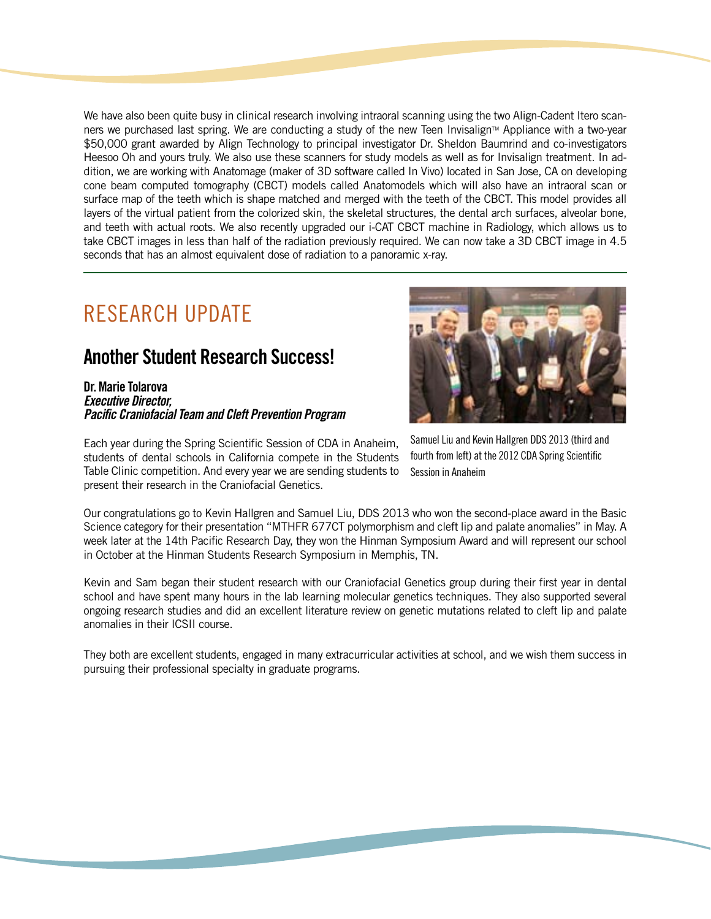We have also been quite busy in clinical research involving intraoral scanning using the two Align-Cadent Itero scanners we purchased last spring. We are conducting a study of the new Teen Invisalign™ Appliance with a two-year $50,000 grant awarded by Align Technology to principal investigator Dr. Sheldon Baumrind and co-investigators Heesoo Oh and yours truly. We also use these scanners for study models as well as for Invisalign treatment. In addition, we are working with Anatomage (maker of 3D software called In Vivo) located in San Jose, CA on developing cone beam computed tomography (CBCT) models called Anatomodels which will also have an intraoral scan or surface map of the teeth which is shape matched and merged with the teeth of the CBCT. This model provides all layers of the virtual patient from the colorized skin, the skeletal structures, the dental arch surfaces, alveolar bone, and teeth with actual roots. We also recently upgraded our i-CAT CBCT machine in Radiology, which allows us to take CBCT images in less than half of the radiation previously required. We can now take a 3D CBCT image in 4.5 seconds that has an almost equivalent dose of radiation to a panoramic x-ray.

---

# RESEARCH UPDATE

## Another Student Research Success!

**Dr. Marie Tolarova**
***Executive Director,***
***Pacific Craniofacial Team and Cleft Prevention Program***

Each year during the Spring Scientific Session of CDA in Anaheim, students of dental schools in California compete in the Students Table Clinic competition. And every year we are sending students to present their research in the Craniofacial Genetics.

Samuel Liu and Kevin Hallgren DDS 2013 (third and fourth from left) at the 2012 CDA Spring Scientific Session in Anaheim

Our congratulations go to Kevin Hallgren and Samuel Liu, DDS 2013 who won the second-place award in the Basic Science category for their presentation "MTHFR 677CT polymorphism and cleft lip and palate anomalies" in May. A week later at the 14th Pacific Research Day, they won the Hinman Symposium Award and will represent our school in October at the Hinman Students Research Symposium in Memphis, TN.

Kevin and Sam began their student research with our Craniofacial Genetics group during their first year in dental school and have spent many hours in the lab learning molecular genetics techniques. They also supported several ongoing research studies and did an excellent literature review on genetic mutations related to cleft lip and palate anomalies in their ICSII course.

They both are excellent students, engaged in many extracurricular activities at school, and we wish them success in pursuing their professional specialty in graduate programs.